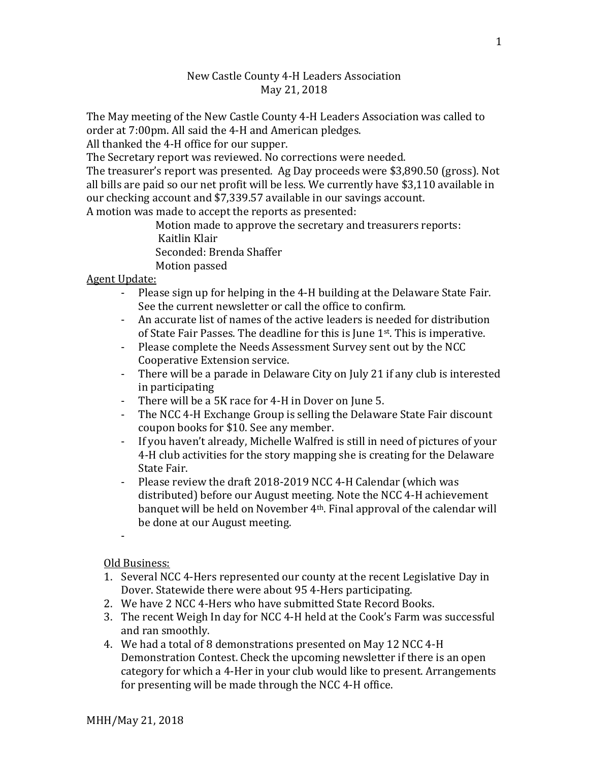# New Castle County 4-H Leaders Association
## May 21, 2018

The May meeting of the New Castle County 4-H Leaders Association was called to order at 7:00pm. All said the 4-H and American pledges.
All thanked the 4-H office for our supper.
The Secretary report was reviewed. No corrections were needed.
The treasurer's report was presented. Ag Day proceeds were $3,890.50 (gross). Not all bills are paid so our net profit will be less. We currently have $3,110 available in our checking account and $7,339.57 available in our savings account.
A motion was made to accept the reports as presented:

> Motion made to approve the secretary and treasurers reports: Kaitlin Klair
> Seconded: Brenda Shaffer
> Motion passed

<u>Agent Update:</u>

- Please sign up for helping in the 4-H building at the Delaware State Fair. See the current newsletter or call the office to confirm.
- An accurate list of names of the active leaders is needed for distribution of State Fair Passes. The deadline for this is June 1st. This is imperative.
- Please complete the Needs Assessment Survey sent out by the NCC Cooperative Extension service.
- There will be a parade in Delaware City on July 21 if any club is interested in participating
- There will be a 5K race for 4-H in Dover on June 5.
- The NCC 4-H Exchange Group is selling the Delaware State Fair discount coupon books for $10. See any member.
- If you haven't already, Michelle Walfred is still in need of pictures of your 4-H club activities for the story mapping she is creating for the Delaware State Fair.
- Please review the draft 2018-2019 NCC 4-H Calendar (which was distributed) before our August meeting. Note the NCC 4-H achievement banquet will be held on November 4th. Final approval of the calendar will be done at our August meeting.
-

<u>Old Business:</u>

1. Several NCC 4-Hers represented our county at the recent Legislative Day in Dover. Statewide there were about 95 4-Hers participating.
2. We have 2 NCC 4-Hers who have submitted State Record Books.
3. The recent Weigh In day for NCC 4-H held at the Cook's Farm was successful and ran smoothly.
4. We had a total of 8 demonstrations presented on May 12 NCC 4-H Demonstration Contest. Check the upcoming newsletter if there is an open category for which a 4-Her in your club would like to present. Arrangements for presenting will be made through the NCC 4-H office.

MHH/May 21, 2018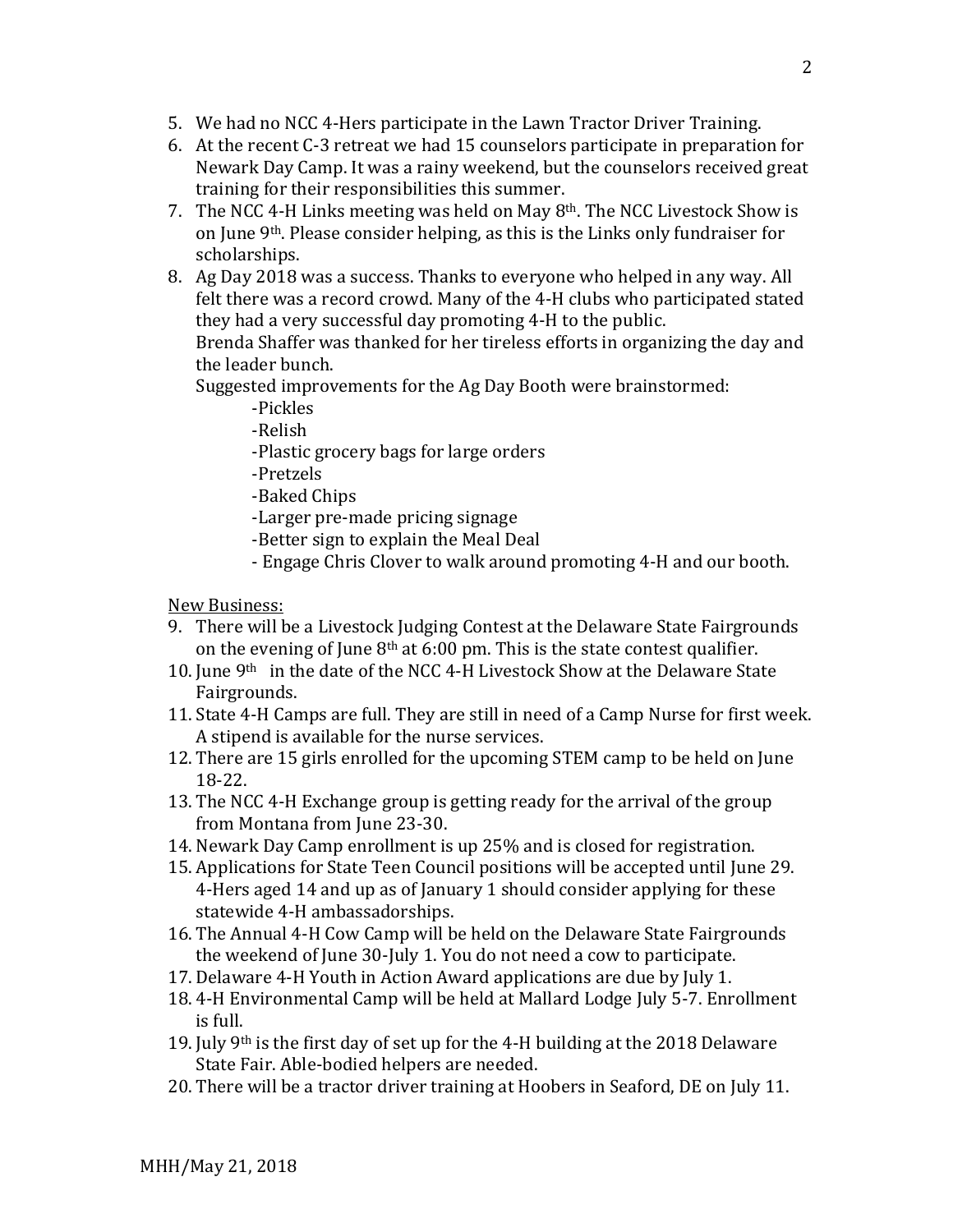5. We had no NCC 4-Hers participate in the Lawn Tractor Driver Training.
6. At the recent C-3 retreat we had 15 counselors participate in preparation for Newark Day Camp. It was a rainy weekend, but the counselors received great training for their responsibilities this summer.
7. The NCC 4-H Links meeting was held on May 8th. The NCC Livestock Show is on June 9th. Please consider helping, as this is the Links only fundraiser for scholarships.
8. Ag Day 2018 was a success. Thanks to everyone who helped in any way. All felt there was a record crowd. Many of the 4-H clubs who participated stated they had a very successful day promoting 4-H to the public.
   Brenda Shaffer was thanked for her tireless efforts in organizing the day and the leader bunch.
   Suggested improvements for the Ag Day Booth were brainstormed:
   - Pickles
   - Relish
   - Plastic grocery bags for large orders
   - Pretzels
   - Baked Chips
   - Larger pre-made pricing signage
   - Better sign to explain the Meal Deal
   - Engage Chris Clover to walk around promoting 4-H and our booth.

<u>New Business:</u>

9. There will be a Livestock Judging Contest at the Delaware State Fairgrounds on the evening of June 8th at 6:00 pm. This is the state contest qualifier.
10. June 9th in the date of the NCC 4-H Livestock Show at the Delaware State Fairgrounds.
11. State 4-H Camps are full. They are still in need of a Camp Nurse for first week. A stipend is available for the nurse services.
12. There are 15 girls enrolled for the upcoming STEM camp to be held on June 18-22.
13. The NCC 4-H Exchange group is getting ready for the arrival of the group from Montana from June 23-30.
14. Newark Day Camp enrollment is up 25% and is closed for registration.
15. Applications for State Teen Council positions will be accepted until June 29. 4-Hers aged 14 and up as of January 1 should consider applying for these statewide 4-H ambassadorships.
16. The Annual 4-H Cow Camp will be held on the Delaware State Fairgrounds the weekend of June 30-July 1. You do not need a cow to participate.
17. Delaware 4-H Youth in Action Award applications are due by July 1.
18. 4-H Environmental Camp will be held at Mallard Lodge July 5-7. Enrollment is full.
19. July 9th is the first day of set up for the 4-H building at the 2018 Delaware State Fair. Able-bodied helpers are needed.
20. There will be a tractor driver training at Hoobers in Seaford, DE on July 11.

MHH/May 21, 2018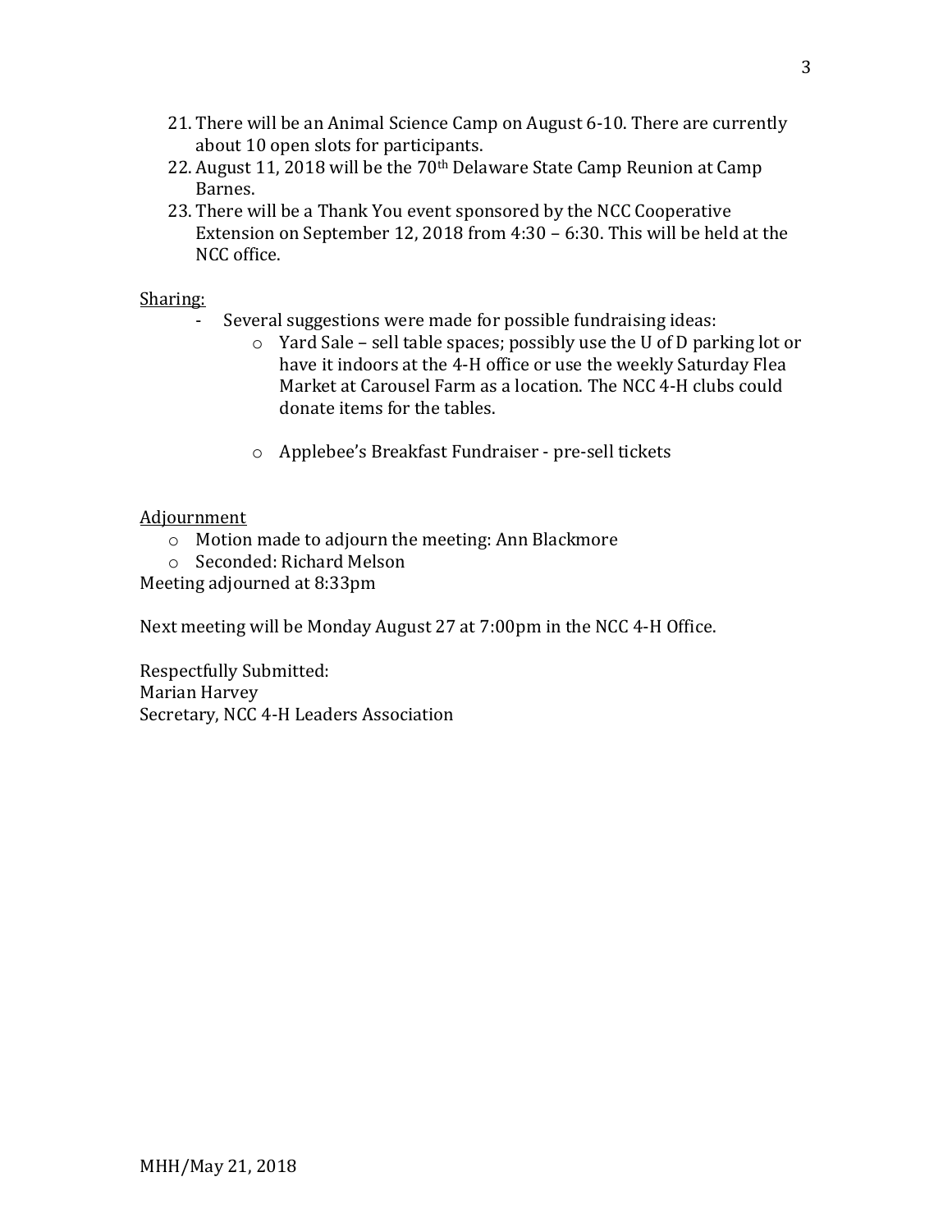21. There will be an Animal Science Camp on August 6-10. There are currently about 10 open slots for participants.
22. August 11, 2018 will be the 70th Delaware State Camp Reunion at Camp Barnes.
23. There will be a Thank You event sponsored by the NCC Cooperative Extension on September 12, 2018 from 4:30 – 6:30. This will be held at the NCC office.

<u>Sharing:</u>

- Several suggestions were made for possible fundraising ideas:
  - Yard Sale – sell table spaces; possibly use the U of D parking lot or have it indoors at the 4-H office or use the weekly Saturday Flea Market at Carousel Farm as a location. The NCC 4-H clubs could donate items for the tables.

  - Applebee's Breakfast Fundraiser - pre-sell tickets

<u>Adjournment</u>

- Motion made to adjourn the meeting: Ann Blackmore
- Seconded: Richard Melson

Meeting adjourned at 8:33pm

Next meeting will be Monday August 27 at 7:00pm in the NCC 4-H Office.

Respectfully Submitted:
Marian Harvey
Secretary, NCC 4-H Leaders Association

MHH/May 21, 2018